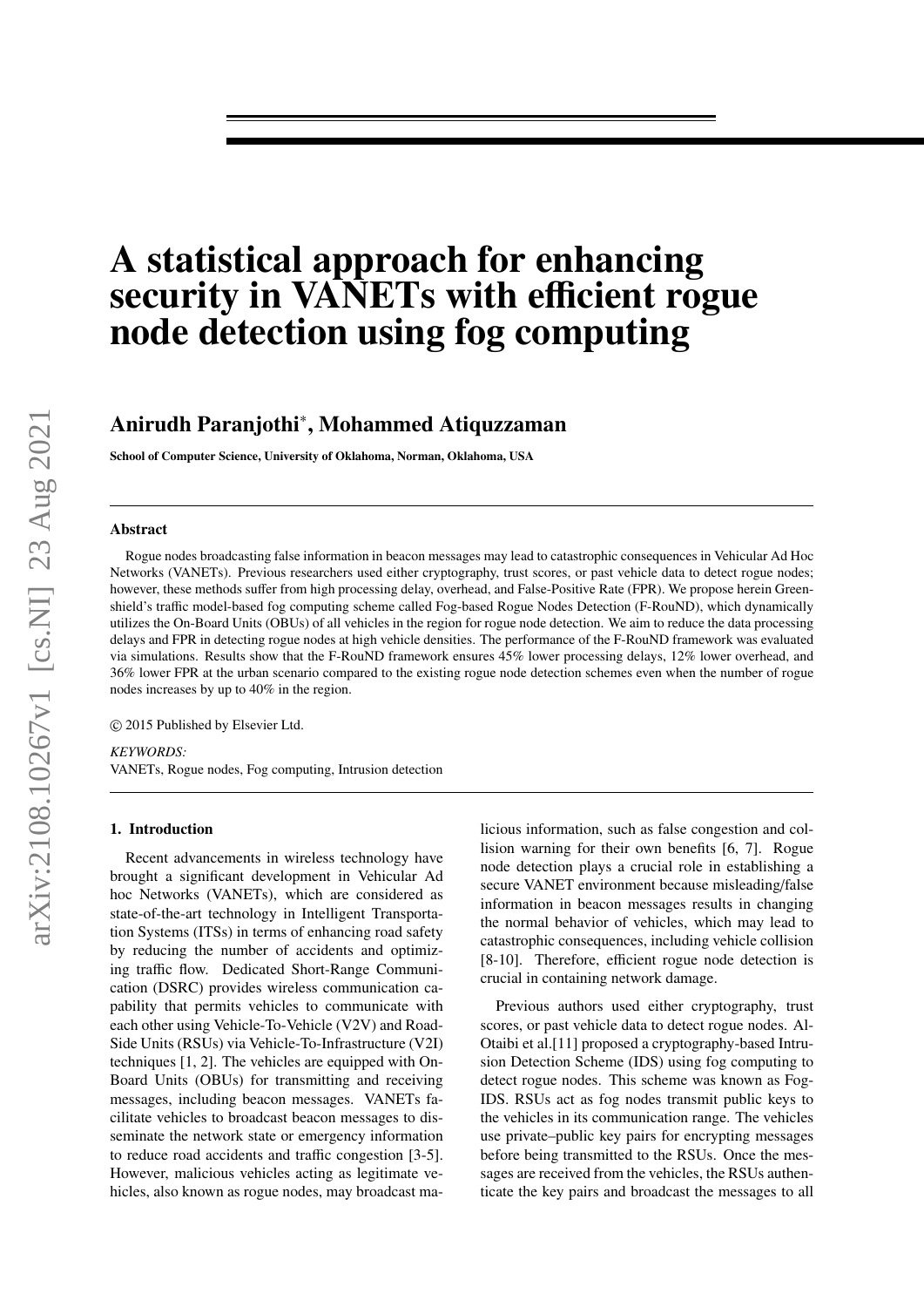# A statistical approach for enhancing security in VANETs with efficient rogue node detection using fog computing

**Anirudh Paranjothi*, Mohammed Atiquzzaman**

**School of Computer Science, University of Oklahoma, Norman, Oklahoma, USA**

---

### Abstract

Rogue nodes broadcasting false information in beacon messages may lead to catastrophic consequences in Vehicular Ad Hoc Networks (VANETs). Previous researchers used either cryptography, trust scores, or past vehicle data to detect rogue nodes; however, these methods suffer from high processing delay, overhead, and False-Positive Rate (FPR). We propose herein Greenshield's traffic model-based fog computing scheme called Fog-based Rogue Nodes Detection (F-RouND), which dynamically utilizes the On-Board Units (OBUs) of all vehicles in the region for rogue node detection. We aim to reduce the data processing delays and FPR in detecting rogue nodes at high vehicle densities. The performance of the F-RouND framework was evaluated via simulations. Results show that the F-RouND framework ensures 45% lower processing delays, 12% lower overhead, and 36% lower FPR at the urban scenario compared to the existing rogue node detection schemes even when the number of rogue nodes increases by up to 40% in the region.

© 2015 Published by Elsevier Ltd.

*KEYWORDS:*
VANETs, Rogue nodes, Fog computing, Intrusion detection

---

## 1. Introduction

Recent advancements in wireless technology have brought a significant development in Vehicular Ad hoc Networks (VANETs), which are considered as state-of-the-art technology in Intelligent Transportation Systems (ITSs) in terms of enhancing road safety by reducing the number of accidents and optimizing traffic flow. Dedicated Short-Range Communication (DSRC) provides wireless communication capability that permits vehicles to communicate with each other using Vehicle-To-Vehicle (V2V) and Road-Side Units (RSUs) via Vehicle-To-Infrastructure (V2I) techniques [1, 2]. The vehicles are equipped with On-Board Units (OBUs) for transmitting and receiving messages, including beacon messages. VANETs facilitate vehicles to broadcast beacon messages to disseminate the network state or emergency information to reduce road accidents and traffic congestion [3-5]. However, malicious vehicles acting as legitimate vehicles, also known as rogue nodes, may broadcast malicious information, such as false congestion and collision warning for their own benefits [6, 7]. Rogue node detection plays a crucial role in establishing a secure VANET environment because misleading/false information in beacon messages results in changing the normal behavior of vehicles, which may lead to catastrophic consequences, including vehicle collision [8-10]. Therefore, efficient rogue node detection is crucial in containing network damage.

Previous authors used either cryptography, trust scores, or past vehicle data to detect rogue nodes. Al-Otaibi et al.[11] proposed a cryptography-based Intrusion Detection Scheme (IDS) using fog computing to detect rogue nodes. This scheme was known as Fog-IDS. RSUs act as fog nodes transmit public keys to the vehicles in its communication range. The vehicles use private–public key pairs for encrypting messages before being transmitted to the RSUs. Once the messages are received from the vehicles, the RSUs authenticate the key pairs and broadcast the messages to all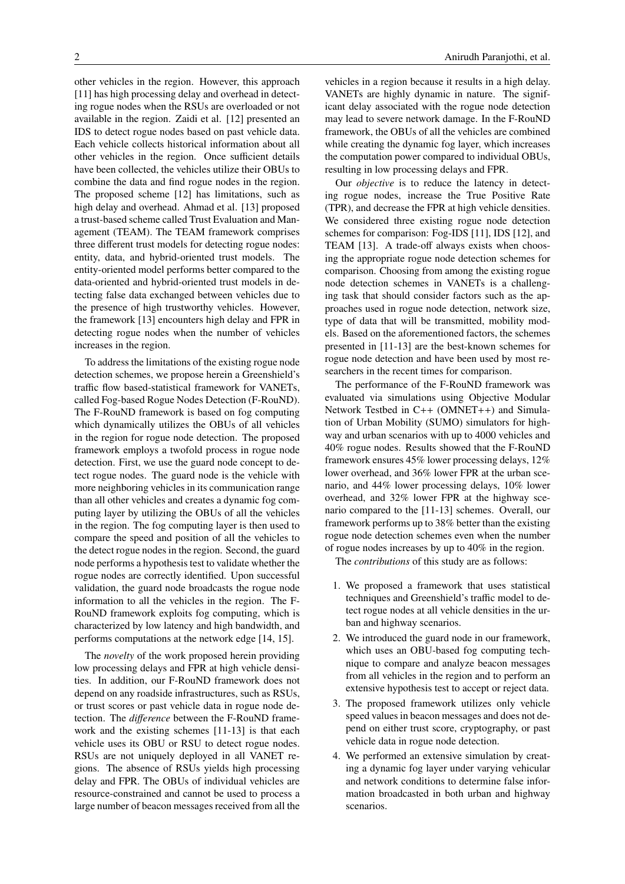other vehicles in the region. However, this approach [11] has high processing delay and overhead in detecting rogue nodes when the RSUs are overloaded or not available in the region. Zaidi et al. [12] presented an IDS to detect rogue nodes based on past vehicle data. Each vehicle collects historical information about all other vehicles in the region. Once sufficient details have been collected, the vehicles utilize their OBUs to combine the data and find rogue nodes in the region. The proposed scheme [12] has limitations, such as high delay and overhead. Ahmad et al. [13] proposed a trust-based scheme called Trust Evaluation and Management (TEAM). The TEAM framework comprises three different trust models for detecting rogue nodes: entity, data, and hybrid-oriented trust models. The entity-oriented model performs better compared to the data-oriented and hybrid-oriented trust models in detecting false data exchanged between vehicles due to the presence of high trustworthy vehicles. However, the framework [13] encounters high delay and FPR in detecting rogue nodes when the number of vehicles increases in the region.

To address the limitations of the existing rogue node detection schemes, we propose herein a Greenshield's traffic flow based-statistical framework for VANETs, called Fog-based Rogue Nodes Detection (F-RouND). The F-RouND framework is based on fog computing which dynamically utilizes the OBUs of all vehicles in the region for rogue node detection. The proposed framework employs a twofold process in rogue node detection. First, we use the guard node concept to detect rogue nodes. The guard node is the vehicle with more neighboring vehicles in its communication range than all other vehicles and creates a dynamic fog computing layer by utilizing the OBUs of all the vehicles in the region. The fog computing layer is then used to compare the speed and position of all the vehicles to the detect rogue nodes in the region. Second, the guard node performs a hypothesis test to validate whether the rogue nodes are correctly identified. Upon successful validation, the guard node broadcasts the rogue node information to all the vehicles in the region. The F-RouND framework exploits fog computing, which is characterized by low latency and high bandwidth, and performs computations at the network edge [14, 15].

The *novelty* of the work proposed herein providing low processing delays and FPR at high vehicle densities. In addition, our F-RouND framework does not depend on any roadside infrastructures, such as RSUs, or trust scores or past vehicle data in rogue node detection. The *difference* between the F-RouND framework and the existing schemes [11-13] is that each vehicle uses its OBU or RSU to detect rogue nodes. RSUs are not uniquely deployed in all VANET regions. The absence of RSUs yields high processing delay and FPR. The OBUs of individual vehicles are resource-constrained and cannot be used to process a large number of beacon messages received from all the vehicles in a region because it results in a high delay. VANETs are highly dynamic in nature. The significant delay associated with the rogue node detection may lead to severe network damage. In the F-RouND framework, the OBUs of all the vehicles are combined while creating the dynamic fog layer, which increases the computation power compared to individual OBUs, resulting in low processing delays and FPR.

Our *objective* is to reduce the latency in detecting rogue nodes, increase the True Positive Rate (TPR), and decrease the FPR at high vehicle densities. We considered three existing rogue node detection schemes for comparison: Fog-IDS [11], IDS [12], and TEAM [13]. A trade-off always exists when choosing the appropriate rogue node detection schemes for comparison. Choosing from among the existing rogue node detection schemes in VANETs is a challenging task that should consider factors such as the approaches used in rogue node detection, network size, type of data that will be transmitted, mobility models. Based on the aforementioned factors, the schemes presented in [11-13] are the best-known schemes for rogue node detection and have been used by most researchers in the recent times for comparison.

The performance of the F-RouND framework was evaluated via simulations using Objective Modular Network Testbed in C++ (OMNET++) and Simulation of Urban Mobility (SUMO) simulators for highway and urban scenarios with up to 4000 vehicles and 40% rogue nodes. Results showed that the F-RouND framework ensures 45% lower processing delays, 12% lower overhead, and 36% lower FPR at the urban scenario, and 44% lower processing delays, 10% lower overhead, and 32% lower FPR at the highway scenario compared to the [11-13] schemes. Overall, our framework performs up to 38% better than the existing rogue node detection schemes even when the number of rogue nodes increases by up to 40% in the region.

The *contributions* of this study are as follows:

1. We proposed a framework that uses statistical techniques and Greenshield's traffic model to detect rogue nodes at all vehicle densities in the urban and highway scenarios.
2. We introduced the guard node in our framework, which uses an OBU-based fog computing technique to compare and analyze beacon messages from all vehicles in the region and to perform an extensive hypothesis test to accept or reject data.
3. The proposed framework utilizes only vehicle speed values in beacon messages and does not depend on either trust score, cryptography, or past vehicle data in rogue node detection.
4. We performed an extensive simulation by creating a dynamic fog layer under varying vehicular and network conditions to determine false information broadcasted in both urban and highway scenarios.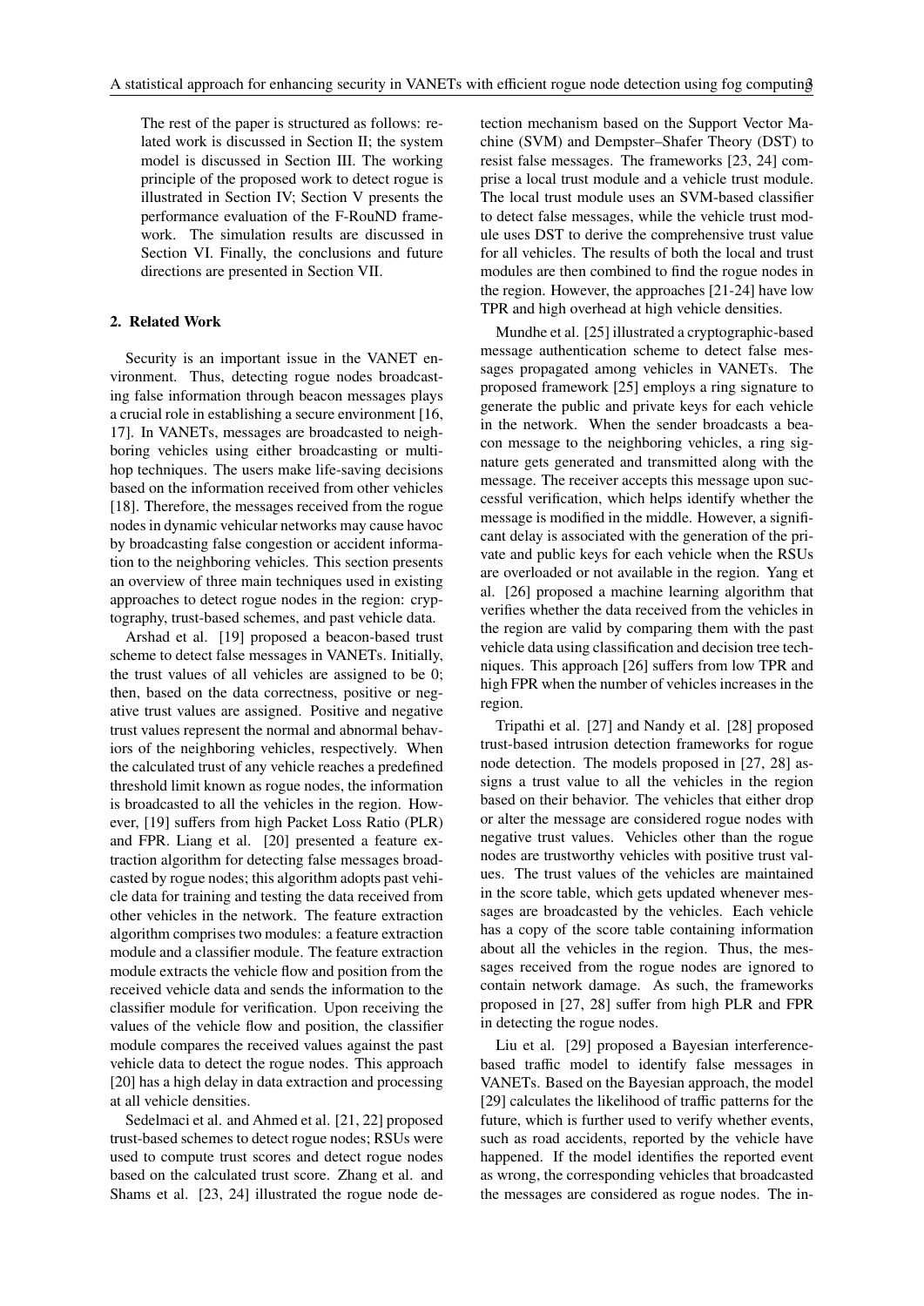The rest of the paper is structured as follows: related work is discussed in Section II; the system model is discussed in Section III. The working principle of the proposed work to detect rogue is illustrated in Section IV; Section V presents the performance evaluation of the F-RouND framework. The simulation results are discussed in Section VI. Finally, the conclusions and future directions are presented in Section VII.

## 2. Related Work

Security is an important issue in the VANET environment. Thus, detecting rogue nodes broadcasting false information through beacon messages plays a crucial role in establishing a secure environment [16, 17]. In VANETs, messages are broadcasted to neighboring vehicles using either broadcasting or multi-hop techniques. The users make life-saving decisions based on the information received from other vehicles [18]. Therefore, the messages received from the rogue nodes in dynamic vehicular networks may cause havoc by broadcasting false congestion or accident information to the neighboring vehicles. This section presents an overview of three main techniques used in existing approaches to detect rogue nodes in the region: cryptography, trust-based schemes, and past vehicle data.

Arshad et al. [19] proposed a beacon-based trust scheme to detect false messages in VANETs. Initially, the trust values of all vehicles are assigned to be 0; then, based on the data correctness, positive or negative trust values are assigned. Positive and negative trust values represent the normal and abnormal behaviors of the neighboring vehicles, respectively. When the calculated trust of any vehicle reaches a predefined threshold limit known as rogue nodes, the information is broadcasted to all the vehicles in the region. However, [19] suffers from high Packet Loss Ratio (PLR) and FPR. Liang et al. [20] presented a feature extraction algorithm for detecting false messages broadcasted by rogue nodes; this algorithm adopts past vehicle data for training and testing the data received from other vehicles in the network. The feature extraction algorithm comprises two modules: a feature extraction module and a classifier module. The feature extraction module extracts the vehicle flow and position from the received vehicle data and sends the information to the classifier module for verification. Upon receiving the values of the vehicle flow and position, the classifier module compares the received values against the past vehicle data to detect the rogue nodes. This approach [20] has a high delay in data extraction and processing at all vehicle densities.

Sedelmaci et al. and Ahmed et al. [21, 22] proposed trust-based schemes to detect rogue nodes; RSUs were used to compute trust scores and detect rogue nodes based on the calculated trust score. Zhang et al. and Shams et al. [23, 24] illustrated the rogue node detection mechanism based on the Support Vector Machine (SVM) and Dempster–Shafer Theory (DST) to resist false messages. The frameworks [23, 24] comprise a local trust module and a vehicle trust module. The local trust module uses an SVM-based classifier to detect false messages, while the vehicle trust module uses DST to derive the comprehensive trust value for all vehicles. The results of both the local and trust modules are then combined to find the rogue nodes in the region. However, the approaches [21-24] have low TPR and high overhead at high vehicle densities.

Mundhe et al. [25] illustrated a cryptographic-based message authentication scheme to detect false messages propagated among vehicles in VANETs. The proposed framework [25] employs a ring signature to generate the public and private keys for each vehicle in the network. When the sender broadcasts a beacon message to the neighboring vehicles, a ring signature gets generated and transmitted along with the message. The receiver accepts this message upon successful verification, which helps identify whether the message is modified in the middle. However, a significant delay is associated with the generation of the private and public keys for each vehicle when the RSUs are overloaded or not available in the region. Yang et al. [26] proposed a machine learning algorithm that verifies whether the data received from the vehicles in the region are valid by comparing them with the past vehicle data using classification and decision tree techniques. This approach [26] suffers from low TPR and high FPR when the number of vehicles increases in the region.

Tripathi et al. [27] and Nandy et al. [28] proposed trust-based intrusion detection frameworks for rogue node detection. The models proposed in [27, 28] assigns a trust value to all the vehicles in the region based on their behavior. The vehicles that either drop or alter the message are considered rogue nodes with negative trust values. Vehicles other than the rogue nodes are trustworthy vehicles with positive trust values. The trust values of the vehicles are maintained in the score table, which gets updated whenever messages are broadcasted by the vehicles. Each vehicle has a copy of the score table containing information about all the vehicles in the region. Thus, the messages received from the rogue nodes are ignored to contain network damage. As such, the frameworks proposed in [27, 28] suffer from high PLR and FPR in detecting the rogue nodes.

Liu et al. [29] proposed a Bayesian interference-based traffic model to identify false messages in VANETs. Based on the Bayesian approach, the model [29] calculates the likelihood of traffic patterns for the future, which is further used to verify whether events, such as road accidents, reported by the vehicle have happened. If the model identifies the reported event as wrong, the corresponding vehicles that broadcasted the messages are considered as rogue nodes. The in-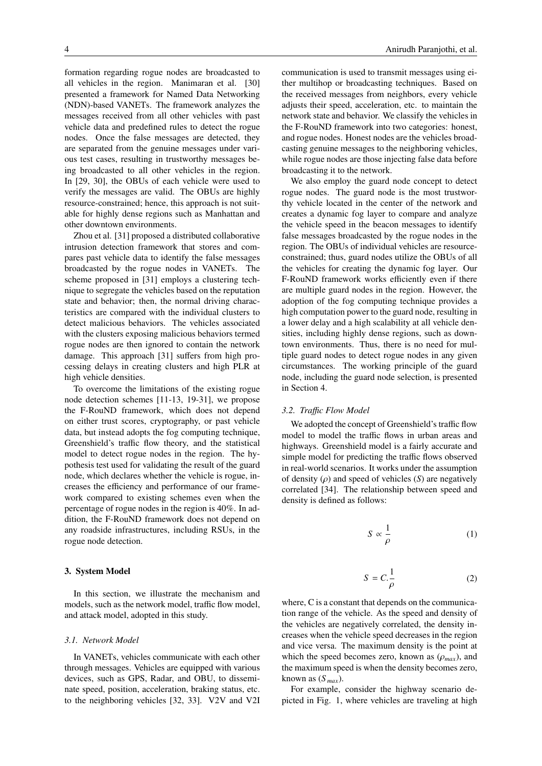formation regarding rogue nodes are broadcasted to all vehicles in the region. Manimaran et al. [30] presented a framework for Named Data Networking (NDN)-based VANETs. The framework analyzes the messages received from all other vehicles with past vehicle data and predefined rules to detect the rogue nodes. Once the false messages are detected, they are separated from the genuine messages under various test cases, resulting in trustworthy messages being broadcasted to all other vehicles in the region. In [29, 30], the OBUs of each vehicle were used to verify the messages are valid. The OBUs are highly resource-constrained; hence, this approach is not suitable for highly dense regions such as Manhattan and other downtown environments.

Zhou et al. [31] proposed a distributed collaborative intrusion detection framework that stores and compares past vehicle data to identify the false messages broadcasted by the rogue nodes in VANETs. The scheme proposed in [31] employs a clustering technique to segregate the vehicles based on the reputation state and behavior; then, the normal driving characteristics are compared with the individual clusters to detect malicious behaviors. The vehicles associated with the clusters exposing malicious behaviors termed rogue nodes are then ignored to contain the network damage. This approach [31] suffers from high processing delays in creating clusters and high PLR at high vehicle densities.

To overcome the limitations of the existing rogue node detection schemes [11-13, 19-31], we propose the F-RouND framework, which does not depend on either trust scores, cryptography, or past vehicle data, but instead adopts the fog computing technique, Greenshield's traffic flow theory, and the statistical model to detect rogue nodes in the region. The hypothesis test used for validating the result of the guard node, which declares whether the vehicle is rogue, increases the efficiency and performance of our framework compared to existing schemes even when the percentage of rogue nodes in the region is 40%. In addition, the F-RouND framework does not depend on any roadside infrastructures, including RSUs, in the rogue node detection.

## 3. System Model

In this section, we illustrate the mechanism and models, such as the network model, traffic flow model, and attack model, adopted in this study.

### *3.1. Network Model*

In VANETs, vehicles communicate with each other through messages. Vehicles are equipped with various devices, such as GPS, Radar, and OBU, to disseminate speed, position, acceleration, braking status, etc. to the neighboring vehicles [32, 33]. V2V and V2I communication is used to transmit messages using either multihop or broadcasting techniques. Based on the received messages from neighbors, every vehicle adjusts their speed, acceleration, etc. to maintain the network state and behavior. We classify the vehicles in the F-RouND framework into two categories: honest, and rogue nodes. Honest nodes are the vehicles broadcasting genuine messages to the neighboring vehicles, while rogue nodes are those injecting false data before broadcasting it to the network.

We also employ the guard node concept to detect rogue nodes. The guard node is the most trustworthy vehicle located in the center of the network and creates a dynamic fog layer to compare and analyze the vehicle speed in the beacon messages to identify false messages broadcasted by the rogue nodes in the region. The OBUs of individual vehicles are resource-constrained; thus, guard nodes utilize the OBUs of all the vehicles for creating the dynamic fog layer. Our F-RouND framework works efficiently even if there are multiple guard nodes in the region. However, the adoption of the fog computing technique provides a high computation power to the guard node, resulting in a lower delay and a high scalability at all vehicle densities, including highly dense regions, such as downtown environments. Thus, there is no need for multiple guard nodes to detect rogue nodes in any given circumstances. The working principle of the guard node, including the guard node selection, is presented in Section 4.

### *3.2. Traffic Flow Model*

We adopted the concept of Greenshield's traffic flow model to model the traffic flows in urban areas and highways. Greenshield model is a fairly accurate and simple model for predicting the traffic flows observed in real-world scenarios. It works under the assumption of density ($\rho$) and speed of vehicles ($S$) are negatively correlated [34]. The relationship between speed and density is defined as follows:

$$S \propto \frac{1}{\rho} \tag{1}$$

$$S = C.\frac{1}{\rho} \tag{2}$$

where, C is a constant that depends on the communication range of the vehicle. As the speed and density of the vehicles are negatively correlated, the density increases when the vehicle speed decreases in the region and vice versa. The maximum density is the point at which the speed becomes zero, known as ($\rho_{max}$), and the maximum speed is when the density becomes zero, known as ($S_{max}$).

For example, consider the highway scenario depicted in Fig. 1, where vehicles are traveling at high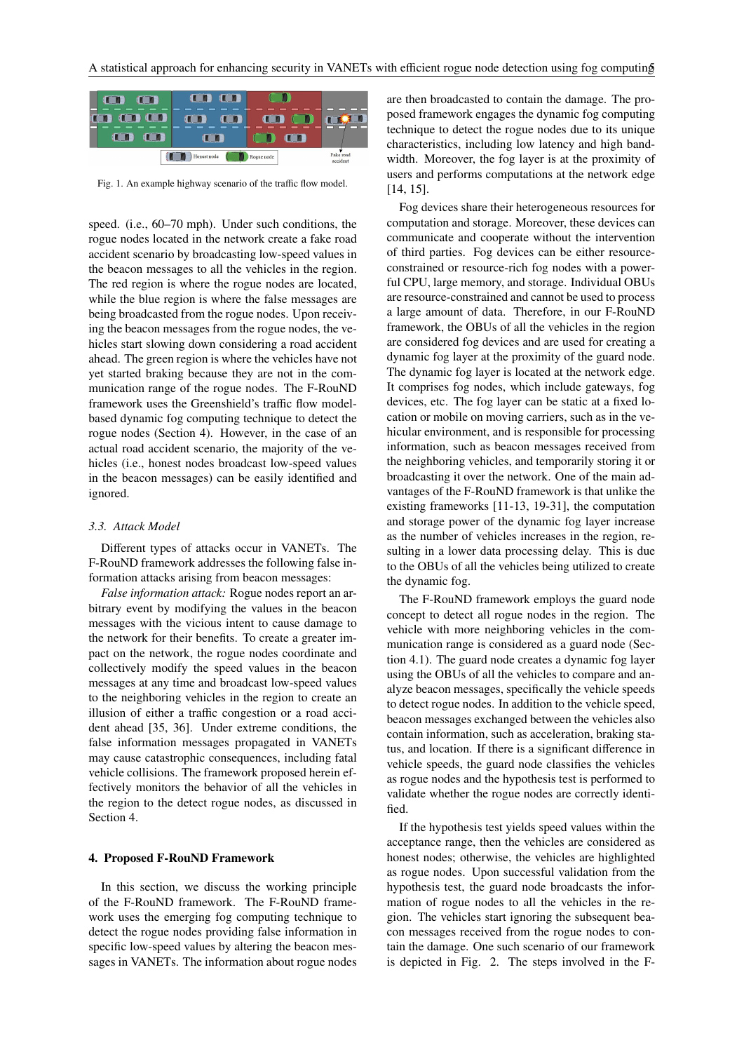Fig. 1. An example highway scenario of the traffic flow model.

speed. (i.e., 60–70 mph). Under such conditions, the rogue nodes located in the network create a fake road accident scenario by broadcasting low-speed values in the beacon messages to all the vehicles in the region. The red region is where the rogue nodes are located, while the blue region is where the false messages are being broadcasted from the rogue nodes. Upon receiving the beacon messages from the rogue nodes, the vehicles start slowing down considering a road accident ahead. The green region is where the vehicles have not yet started braking because they are not in the communication range of the rogue nodes. The F-RouND framework uses the Greenshield's traffic flow model-based dynamic fog computing technique to detect the rogue nodes (Section 4). However, in the case of an actual road accident scenario, the majority of the vehicles (i.e., honest nodes broadcast low-speed values in the beacon messages) can be easily identified and ignored.

### 3.3. Attack Model

Different types of attacks occur in VANETs. The F-RouND framework addresses the following false information attacks arising from beacon messages:

*False information attack:* Rogue nodes report an arbitrary event by modifying the values in the beacon messages with the vicious intent to cause damage to the network for their benefits. To create a greater impact on the network, the rogue nodes coordinate and collectively modify the speed values in the beacon messages at any time and broadcast low-speed values to the neighboring vehicles in the region to create an illusion of either a traffic congestion or a road accident ahead [35, 36]. Under extreme conditions, the false information messages propagated in VANETs may cause catastrophic consequences, including fatal vehicle collisions. The framework proposed herein effectively monitors the behavior of all the vehicles in the region to the detect rogue nodes, as discussed in Section 4.

## 4. Proposed F-RouND Framework

In this section, we discuss the working principle of the F-RouND framework. The F-RouND framework uses the emerging fog computing technique to detect the rogue nodes providing false information in specific low-speed values by altering the beacon messages in VANETs. The information about rogue nodes are then broadcasted to contain the damage. The proposed framework engages the dynamic fog computing technique to detect the rogue nodes due to its unique characteristics, including low latency and high bandwidth. Moreover, the fog layer is at the proximity of users and performs computations at the network edge [14, 15].

Fog devices share their heterogeneous resources for computation and storage. Moreover, these devices can communicate and cooperate without the intervention of third parties. Fog devices can be either resource-constrained or resource-rich fog nodes with a powerful CPU, large memory, and storage. Individual OBUs are resource-constrained and cannot be used to process a large amount of data. Therefore, in our F-RouND framework, the OBUs of all the vehicles in the region are considered fog devices and are used for creating a dynamic fog layer at the proximity of the guard node. The dynamic fog layer is located at the network edge. It comprises fog nodes, which include gateways, fog devices, etc. The fog layer can be static at a fixed location or mobile on moving carriers, such as in the vehicular environment, and is responsible for processing information, such as beacon messages received from the neighboring vehicles, and temporarily storing it or broadcasting it over the network. One of the main advantages of the F-RouND framework is that unlike the existing frameworks [11-13, 19-31], the computation and storage power of the dynamic fog layer increase as the number of vehicles increases in the region, resulting in a lower data processing delay. This is due to the OBUs of all the vehicles being utilized to create the dynamic fog.

The F-RouND framework employs the guard node concept to detect all rogue nodes in the region. The vehicle with more neighboring vehicles in the communication range is considered as a guard node (Section 4.1). The guard node creates a dynamic fog layer using the OBUs of all the vehicles to compare and analyze beacon messages, specifically the vehicle speeds to detect rogue nodes. In addition to the vehicle speed, beacon messages exchanged between the vehicles also contain information, such as acceleration, braking status, and location. If there is a significant difference in vehicle speeds, the guard node classifies the vehicles as rogue nodes and the hypothesis test is performed to validate whether the rogue nodes are correctly identified.

If the hypothesis test yields speed values within the acceptance range, then the vehicles are considered as honest nodes; otherwise, the vehicles are highlighted as rogue nodes. Upon successful validation from the hypothesis test, the guard node broadcasts the information of rogue nodes to all the vehicles in the region. The vehicles start ignoring the subsequent beacon messages received from the rogue nodes to contain the damage. One such scenario of our framework is depicted in Fig. 2. The steps involved in the F-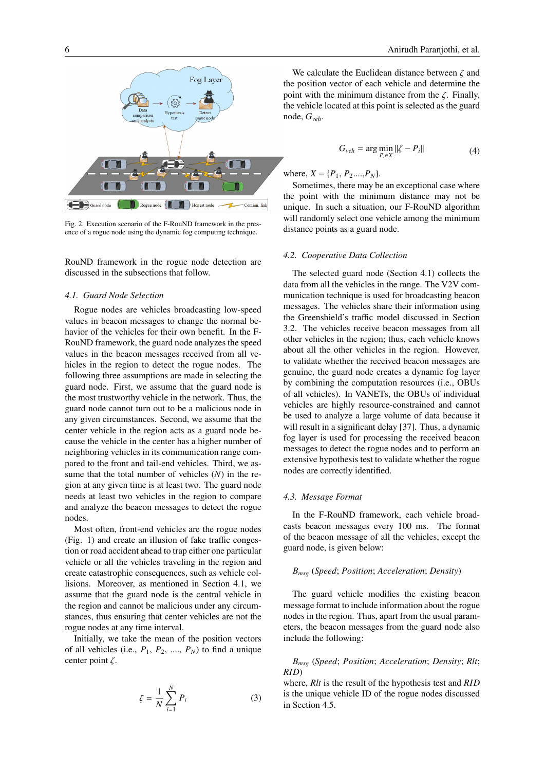Fig. 2. Execution scenario of the F-RouND framework in the presence of a rogue node using the dynamic fog computing technique.

RouND framework in the rogue node detection are discussed in the subsections that follow.

### 4.1. Guard Node Selection

Rogue nodes are vehicles broadcasting low-speed values in beacon messages to change the normal behavior of the vehicles for their own benefit. In the F-RouND framework, the guard node analyzes the speed values in the beacon messages received from all vehicles in the region to detect the rogue nodes. The following three assumptions are made in selecting the guard node. First, we assume that the guard node is the most trustworthy vehicle in the network. Thus, the guard node cannot turn out to be a malicious node in any given circumstances. Second, we assume that the center vehicle in the region acts as a guard node because the vehicle in the center has a higher number of neighboring vehicles in its communication range compared to the front and tail-end vehicles. Third, we assume that the total number of vehicles ($N$) in the region at any given time is at least two. The guard node needs at least two vehicles in the region to compare and analyze the beacon messages to detect the rogue nodes.

Most often, front-end vehicles are the rogue nodes (Fig. 1) and create an illusion of fake traffic congestion or road accident ahead to trap either one particular vehicle or all the vehicles traveling in the region and create catastrophic consequences, such as vehicle collisions. Moreover, as mentioned in Section 4.1, we assume that the guard node is the central vehicle in the region and cannot be malicious under any circumstances, thus ensuring that center vehicles are not the rogue nodes at any time interval.

Initially, we take the mean of the position vectors of all vehicles (i.e., $P_1$, $P_2$, ...., $P_N$) to find a unique center point $\zeta$.

$$\zeta = \frac{1}{N}\sum_{i=1}^{N} P_i \tag{3}$$

We calculate the Euclidean distance between $\zeta$ and the position vector of each vehicle and determine the point with the minimum distance from the $\zeta$. Finally, the vehicle located at this point is selected as the guard node, $G_{veh}$.

$$G_{veh} = \arg\min_{P_i \in X} \|\zeta - P_i\| \tag{4}$$

where, $X = \{P_1, P_2....,P_N\}$.

Sometimes, there may be an exceptional case where the point with the minimum distance may not be unique. In such a situation, our F-RouND algorithm will randomly select one vehicle among the minimum distance points as a guard node.

### 4.2. Cooperative Data Collection

The selected guard node (Section 4.1) collects the data from all the vehicles in the range. The V2V communication technique is used for broadcasting beacon messages. The vehicles share their information using the Greenshield's traffic model discussed in Section 3.2. The vehicles receive beacon messages from all other vehicles in the region; thus, each vehicle knows about all the other vehicles in the region. However, to validate whether the received beacon messages are genuine, the guard node creates a dynamic fog layer by combining the computation resources (i.e., OBUs of all vehicles). In VANETs, the OBUs of individual vehicles are highly resource-constrained and cannot be used to analyze a large volume of data because it will result in a significant delay [37]. Thus, a dynamic fog layer is used for processing the received beacon messages to detect the rogue nodes and to perform an extensive hypothesis test to validate whether the rogue nodes are correctly identified.

### 4.3. Message Format

In the F-RouND framework, each vehicle broadcasts beacon messages every 100 ms. The format of the beacon message of all the vehicles, except the guard node, is given below:

$B_{msg}$ (*Speed*; *Position*; *Acceleration*; *Density*)

The guard vehicle modifies the existing beacon message format to include information about the rogue nodes in the region. Thus, apart from the usual parameters, the beacon messages from the guard node also include the following:

$B_{msg}$ (*Speed*; *Position*; *Acceleration*; *Density*; *Rlt*; *RID*)
where, *Rlt* is the result of the hypothesis test and *RID* is the unique vehicle ID of the rogue nodes discussed in Section 4.5.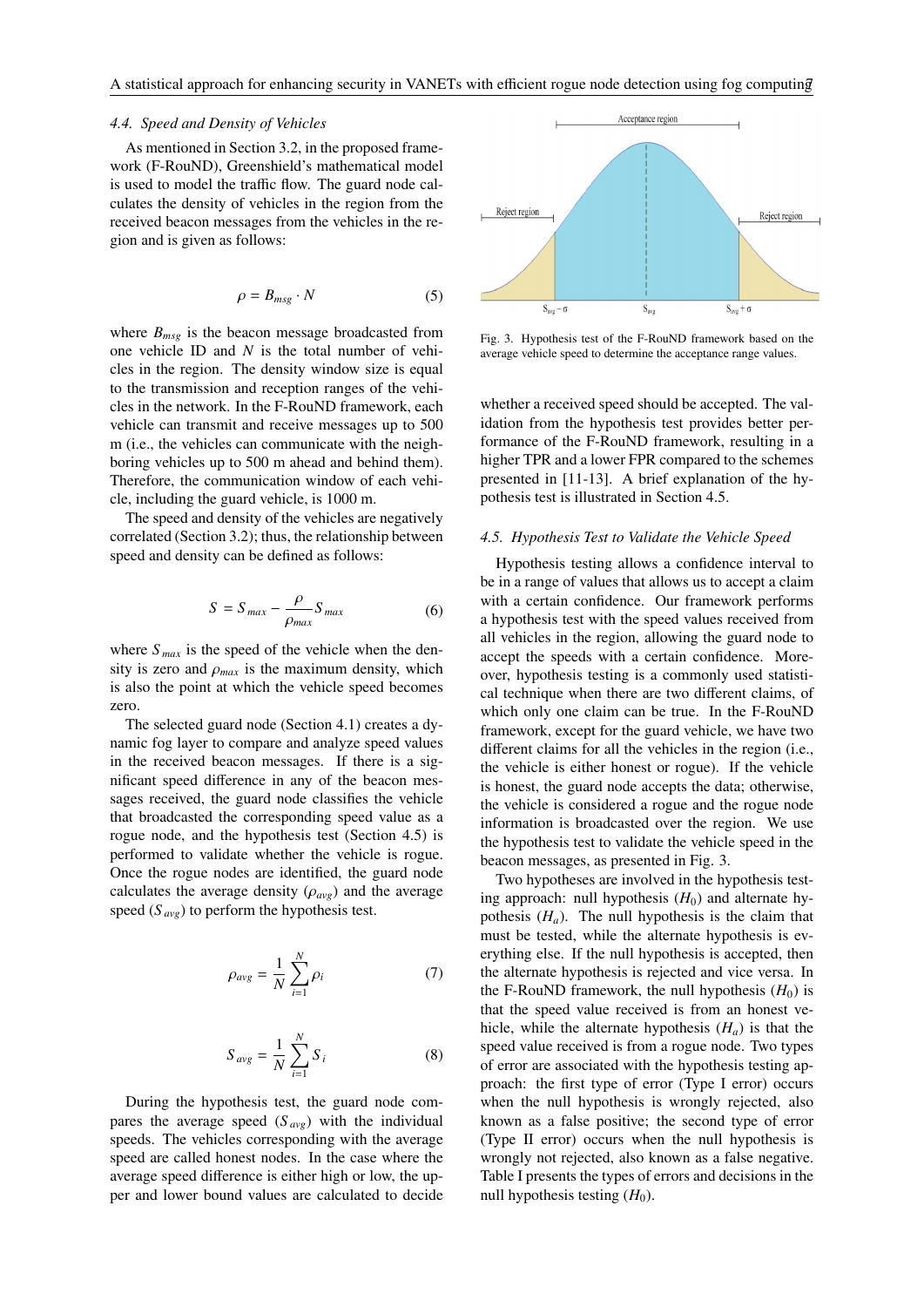### 4.4. Speed and Density of Vehicles

As mentioned in Section 3.2, in the proposed framework (F-RouND), Greenshield's mathematical model is used to model the traffic flow. The guard node calculates the density of vehicles in the region from the received beacon messages from the vehicles in the region and is given as follows:

$$\rho = B_{msg} \cdot N \tag{5}$$

where $B_{msg}$ is the beacon message broadcasted from one vehicle ID and $N$ is the total number of vehicles in the region. The density window size is equal to the transmission and reception ranges of the vehicles in the network. In the F-RouND framework, each vehicle can transmit and receive messages up to 500 m (i.e., the vehicles can communicate with the neighboring vehicles up to 500 m ahead and behind them). Therefore, the communication window of each vehicle, including the guard vehicle, is 1000 m.

The speed and density of the vehicles are negatively correlated (Section 3.2); thus, the relationship between speed and density can be defined as follows:

$$S = S_{max} - \frac{\rho}{\rho_{max}} S_{max} \tag{6}$$

where $S_{max}$ is the speed of the vehicle when the density is zero and $\rho_{max}$ is the maximum density, which is also the point at which the vehicle speed becomes zero.

The selected guard node (Section 4.1) creates a dynamic fog layer to compare and analyze speed values in the received beacon messages. If there is a significant speed difference in any of the beacon messages received, the guard node classifies the vehicle that broadcasted the corresponding speed value as a rogue node, and the hypothesis test (Section 4.5) is performed to validate whether the vehicle is rogue. Once the rogue nodes are identified, the guard node calculates the average density ($\rho_{avg}$) and the average speed ($S_{avg}$) to perform the hypothesis test.

$$\rho_{avg} = \frac{1}{N} \sum_{i=1}^{N} \rho_i \tag{7}$$

$$S_{avg} = \frac{1}{N} \sum_{i=1}^{N} S_i \tag{8}$$

During the hypothesis test, the guard node compares the average speed ($S_{avg}$) with the individual speeds. The vehicles corresponding with the average speed are called honest nodes. In the case where the average speed difference is either high or low, the upper and lower bound values are calculated to decide whether a received speed should be accepted. The validation from the hypothesis test provides better performance of the F-RouND framework, resulting in a higher TPR and a lower FPR compared to the schemes presented in [11-13]. A brief explanation of the hypothesis test is illustrated in Section 4.5.

Fig. 3. Hypothesis test of the F-RouND framework based on the average vehicle speed to determine the acceptance range values.

### 4.5. Hypothesis Test to Validate the Vehicle Speed

Hypothesis testing allows a confidence interval to be in a range of values that allows us to accept a claim with a certain confidence. Our framework performs a hypothesis test with the speed values received from all vehicles in the region, allowing the guard node to accept the speeds with a certain confidence. Moreover, hypothesis testing is a commonly used statistical technique when there are two different claims, of which only one claim can be true. In the F-RouND framework, except for the guard vehicle, we have two different claims for all the vehicles in the region (i.e., the vehicle is either honest or rogue). If the vehicle is honest, the guard node accepts the data; otherwise, the vehicle is considered a rogue and the rogue node information is broadcasted over the region. We use the hypothesis test to validate the vehicle speed in the beacon messages, as presented in Fig. 3.

Two hypotheses are involved in the hypothesis testing approach: null hypothesis ($H_0$) and alternate hypothesis ($H_a$). The null hypothesis is the claim that must be tested, while the alternate hypothesis is everything else. If the null hypothesis is accepted, then the alternate hypothesis is rejected and vice versa. In the F-RouND framework, the null hypothesis ($H_0$) is that the speed value received is from an honest vehicle, while the alternate hypothesis ($H_a$) is that the speed value received is from a rogue node. Two types of error are associated with the hypothesis testing approach: the first type of error (Type I error) occurs when the null hypothesis is wrongly rejected, also known as a false positive; the second type of error (Type II error) occurs when the null hypothesis is wrongly not rejected, also known as a false negative. Table I presents the types of errors and decisions in the null hypothesis testing ($H_0$).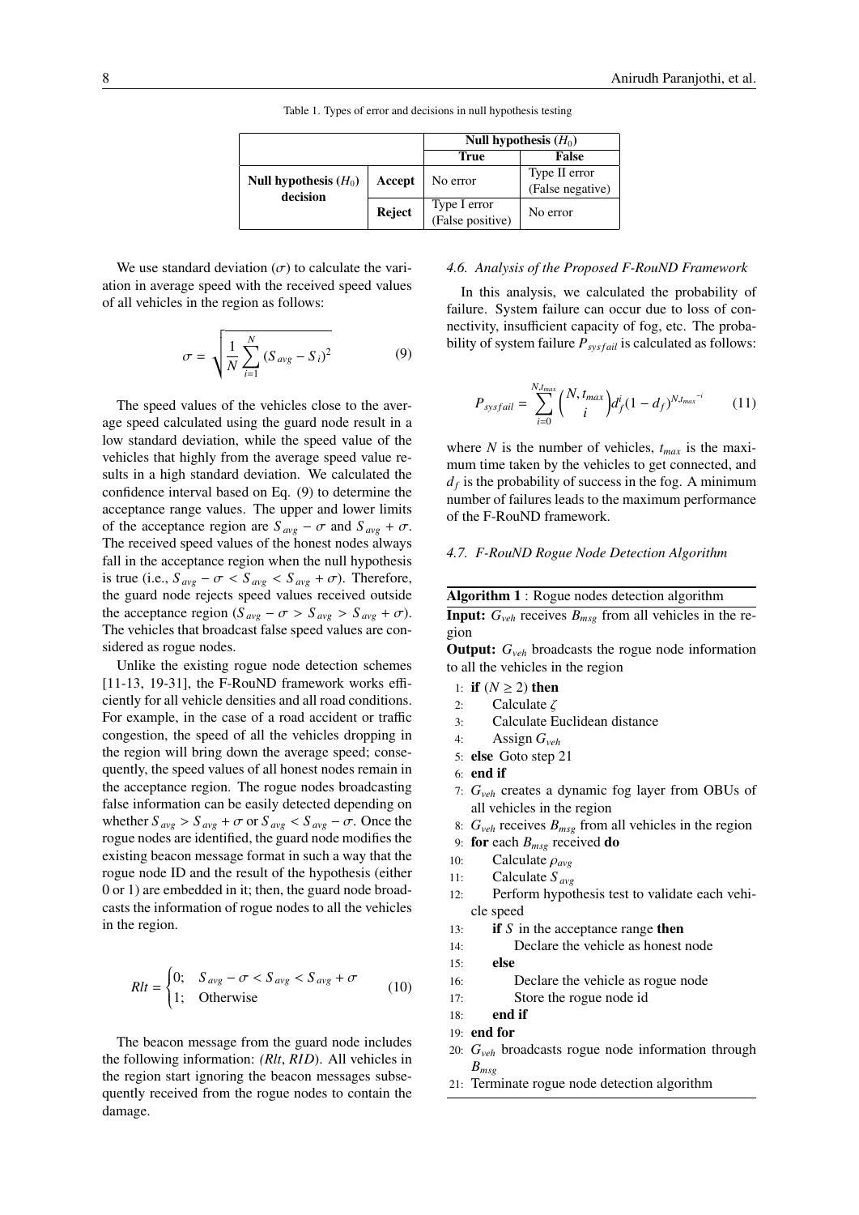Table 1. Types of error and decisions in null hypothesis testing

| | | Null hypothesis ($H_0$) | |
|---|---|---|---|
| | | **True** | **False** |
| **Null hypothesis ($H_0$) decision** | **Accept** | No error | Type II error (False negative) |
| | **Reject** | Type I error (False positive) | No error |

We use standard deviation ($\sigma$) to calculate the variation in average speed with the received speed values of all vehicles in the region as follows:

$$\sigma = \sqrt{\frac{1}{N}\sum_{i=1}^{N}(S_{avg} - S_i)^2} \tag{9}$$

The speed values of the vehicles close to the average speed calculated using the guard node result in a low standard deviation, while the speed value of the vehicles that highly from the average speed value results in a high standard deviation. We calculated the confidence interval based on Eq. (9) to determine the acceptance range values. The upper and lower limits of the acceptance region are $S_{avg} - \sigma$ and $S_{avg} + \sigma$. The received speed values of the honest nodes always fall in the acceptance region when the null hypothesis is true (i.e., $S_{avg} - \sigma < S_{avg} < S_{avg} + \sigma$). Therefore, the guard node rejects speed values received outside the acceptance region ($S_{avg} - \sigma > S_{avg} > S_{avg} + \sigma$). The vehicles that broadcast false speed values are considered as rogue nodes.

Unlike the existing rogue node detection schemes [11-13, 19-31], the F-RouND framework works efficiently for all vehicle densities and all road conditions. For example, in the case of a road accident or traffic congestion, the speed of all the vehicles dropping in the region will bring down the average speed; consequently, the speed values of all honest nodes remain in the acceptance region. The rogue nodes broadcasting false information can be easily detected depending on whether $S_{avg} > S_{avg} + \sigma$ or $S_{avg} < S_{avg} - \sigma$. Once the rogue nodes are identified, the guard node modifies the existing beacon message format in such a way that the rogue node ID and the result of the hypothesis (either 0 or 1) are embedded in it; then, the guard node broadcasts the information of rogue nodes to all the vehicles in the region.

$$Rlt = \begin{cases} 0; & S_{avg} - \sigma < S_{avg} < S_{avg} + \sigma \\ 1; & \text{Otherwise} \end{cases} \tag{10}$$

The beacon message from the guard node includes the following information: *(Rlt, RID)*. All vehicles in the region start ignoring the beacon messages subsequently received from the rogue nodes to contain the damage.

### 4.6. Analysis of the Proposed F-RouND Framework

In this analysis, we calculated the probability of failure. System failure can occur due to loss of connectivity, insufficient capacity of fog, etc. The probability of system failure $P_{sysfail}$ is calculated as follows:

$$P_{sysfail} = \sum_{i=0}^{N,t_{max}} \binom{N, t_{max}}{i} d_f^i (1 - d_f)^{N,t_{max}-i} \tag{11}$$

where $N$ is the number of vehicles, $t_{max}$ is the maximum time taken by the vehicles to get connected, and $d_f$ is the probability of success in the fog. A minimum number of failures leads to the maximum performance of the F-RouND framework.

### 4.7. F-RouND Rogue Node Detection Algorithm

**Algorithm 1** : Rogue nodes detection algorithm

**Input:** $G_{veh}$ receives $B_{msg}$ from all vehicles in the region

**Output:** $G_{veh}$ broadcasts the rogue node information to all the vehicles in the region

```
1:  if (N ≥ 2) then
2:      Calculate ζ
3:      Calculate Euclidean distance
4:      Assign G_veh
5:  else Goto step 21
6:  end if
7:  G_veh creates a dynamic fog layer from OBUs of
    all vehicles in the region
8:  G_veh receives B_msg from all vehicles in the region
9:  for each B_msg received do
10:     Calculate ρ_avg
11:     Calculate S_avg
12:     Perform hypothesis test to validate each vehi-
        cle speed
13:     if S in the acceptance range then
14:         Declare the vehicle as honest node
15:     else
16:         Declare the vehicle as rogue node
17:         Store the rogue node id
18:     end if
19: end for
20: G_veh broadcasts rogue node information through
    B_msg
21: Terminate rogue node detection algorithm
```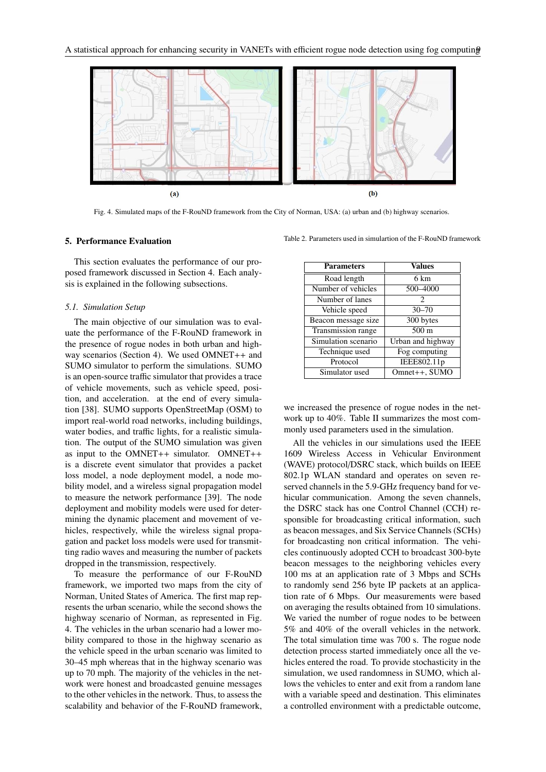Fig. 4. Simulated maps of the F-RouND framework from the City of Norman, USA: (a) urban and (b) highway scenarios.

## 5. Performance Evaluation

This section evaluates the performance of our proposed framework discussed in Section 4. Each analysis is explained in the following subsections.

### 5.1. Simulation Setup

The main objective of our simulation was to evaluate the performance of the F-RouND framework in the presence of rogue nodes in both urban and highway scenarios (Section 4). We used OMNET++ and SUMO simulator to perform the simulations. SUMO is an open-source traffic simulator that provides a trace of vehicle movements, such as vehicle speed, position, and acceleration. at the end of every simulation [38]. SUMO supports OpenStreetMap (OSM) to import real-world road networks, including buildings, water bodies, and traffic lights, for a realistic simulation. The output of the SUMO simulation was given as input to the OMNET++ simulator. OMNET++ is a discrete event simulator that provides a packet loss model, a node deployment model, a node mobility model, and a wireless signal propagation model to measure the network performance [39]. The node deployment and mobility models were used for determining the dynamic placement and movement of vehicles, respectively, while the wireless signal propagation and packet loss models were used for transmitting radio waves and measuring the number of packets dropped in the transmission, respectively.

To measure the performance of our F-RouND framework, we imported two maps from the city of Norman, United States of America. The first map represents the urban scenario, while the second shows the highway scenario of Norman, as represented in Fig. 4. The vehicles in the urban scenario had a lower mobility compared to those in the highway scenario as the vehicle speed in the urban scenario was limited to 30–45 mph whereas that in the highway scenario was up to 70 mph. The majority of the vehicles in the network were honest and broadcasted genuine messages to the other vehicles in the network. Thus, to assess the scalability and behavior of the F-RouND framework, we increased the presence of rogue nodes in the network up to 40%. Table II summarizes the most commonly used parameters used in the simulation.

Table 2. Parameters used in simulartion of the F-RouND framework

| Parameters | Values |
|---|---|
| Road length | 6 km |
| Number of vehicles | 500–4000 |
| Number of lanes | 2 |
| Vehicle speed | 30–70 |
| Beacon message size | 300 bytes |
| Transmission range | 500 m |
| Simulation scenario | Urban and highway |
| Technique used | Fog computing |
| Protocol | IEEE802.11p |
| Simulator used | Omnet++, SUMO |

All the vehicles in our simulations used the IEEE 1609 Wireless Access in Vehicular Environment (WAVE) protocol/DSRC stack, which builds on IEEE 802.1p WLAN standard and operates on seven reserved channels in the 5.9-GHz frequency band for vehicular communication. Among the seven channels, the DSRC stack has one Control Channel (CCH) responsible for broadcasting critical information, such as beacon messages, and Six Service Channels (SCHs) for broadcasting non critical information. The vehicles continuously adopted CCH to broadcast 300-byte beacon messages to the neighboring vehicles every 100 ms at an application rate of 3 Mbps and SCHs to randomly send 256 byte IP packets at an application rate of 6 Mbps. Our measurements were based on averaging the results obtained from 10 simulations. We varied the number of rogue nodes to be between 5% and 40% of the overall vehicles in the network. The total simulation time was 700 s. The rogue node detection process started immediately once all the vehicles entered the road. To provide stochasticity in the simulation, we used randomness in SUMO, which allows the vehicles to enter and exit from a random lane with a variable speed and destination. This eliminates a controlled environment with a predictable outcome,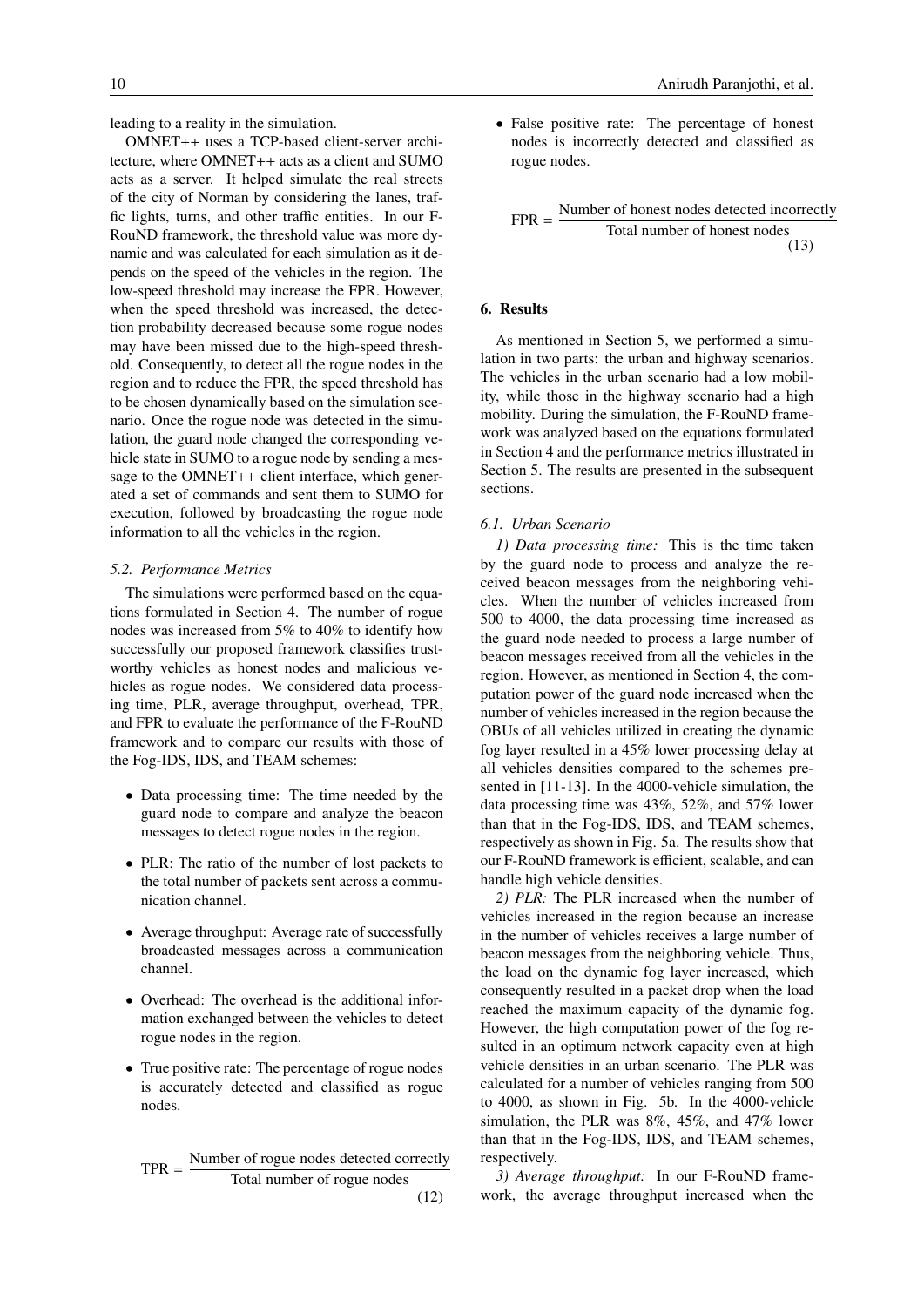leading to a reality in the simulation.

OMNET++ uses a TCP-based client-server architecture, where OMNET++ acts as a client and SUMO acts as a server. It helped simulate the real streets of the city of Norman by considering the lanes, traffic lights, turns, and other traffic entities. In our F-RouND framework, the threshold value was more dynamic and was calculated for each simulation as it depends on the speed of the vehicles in the region. The low-speed threshold may increase the FPR. However, when the speed threshold was increased, the detection probability decreased because some rogue nodes may have been missed due to the high-speed threshold. Consequently, to detect all the rogue nodes in the region and to reduce the FPR, the speed threshold has to be chosen dynamically based on the simulation scenario. Once the rogue node was detected in the simulation, the guard node changed the corresponding vehicle state in SUMO to a rogue node by sending a message to the OMNET++ client interface, which generated a set of commands and sent them to SUMO for execution, followed by broadcasting the rogue node information to all the vehicles in the region.

### 5.2. Performance Metrics

The simulations were performed based on the equations formulated in Section 4. The number of rogue nodes was increased from 5% to 40% to identify how successfully our proposed framework classifies trustworthy vehicles as honest nodes and malicious vehicles as rogue nodes. We considered data processing time, PLR, average throughput, overhead, TPR, and FPR to evaluate the performance of the F-RouND framework and to compare our results with those of the Fog-IDS, IDS, and TEAM schemes:

- Data processing time: The time needed by the guard node to compare and analyze the beacon messages to detect rogue nodes in the region.
- PLR: The ratio of the number of lost packets to the total number of packets sent across a communication channel.
- Average throughput: Average rate of successfully broadcasted messages across a communication channel.
- Overhead: The overhead is the additional information exchanged between the vehicles to detect rogue nodes in the region.
- True positive rate: The percentage of rogue nodes is accurately detected and classified as rogue nodes.

$$\text{TPR} = \frac{\text{Number of rogue nodes detected correctly}}{\text{Total number of rogue nodes}} \tag{12}$$

- False positive rate: The percentage of honest nodes is incorrectly detected and classified as rogue nodes.

$$\text{FPR} = \frac{\text{Number of honest nodes detected incorrectly}}{\text{Total number of honest nodes}} \tag{13}$$

## 6. Results

As mentioned in Section 5, we performed a simulation in two parts: the urban and highway scenarios. The vehicles in the urban scenario had a low mobility, while those in the highway scenario had a high mobility. During the simulation, the F-RouND framework was analyzed based on the equations formulated in Section 4 and the performance metrics illustrated in Section 5. The results are presented in the subsequent sections.

### 6.1. Urban Scenario

*1) Data processing time:* This is the time taken by the guard node to process and analyze the received beacon messages from the neighboring vehicles. When the number of vehicles increased from 500 to 4000, the data processing time increased as the guard node needed to process a large number of beacon messages received from all the vehicles in the region. However, as mentioned in Section 4, the computation power of the guard node increased when the number of vehicles increased in the region because the OBUs of all vehicles utilized in creating the dynamic fog layer resulted in a 45% lower processing delay at all vehicles densities compared to the schemes presented in [11-13]. In the 4000-vehicle simulation, the data processing time was 43%, 52%, and 57% lower than that in the Fog-IDS, IDS, and TEAM schemes, respectively as shown in Fig. 5a. The results show that our F-RouND framework is efficient, scalable, and can handle high vehicle densities.

*2) PLR:* The PLR increased when the number of vehicles increased in the region because an increase in the number of vehicles receives a large number of beacon messages from the neighboring vehicle. Thus, the load on the dynamic fog layer increased, which consequently resulted in a packet drop when the load reached the maximum capacity of the dynamic fog. However, the high computation power of the fog resulted in an optimum network capacity even at high vehicle densities in an urban scenario. The PLR was calculated for a number of vehicles ranging from 500 to 4000, as shown in Fig. 5b. In the 4000-vehicle simulation, the PLR was 8%, 45%, and 47% lower than that in the Fog-IDS, IDS, and TEAM schemes, respectively.

*3) Average throughput:* In our F-RouND framework, the average throughput increased when the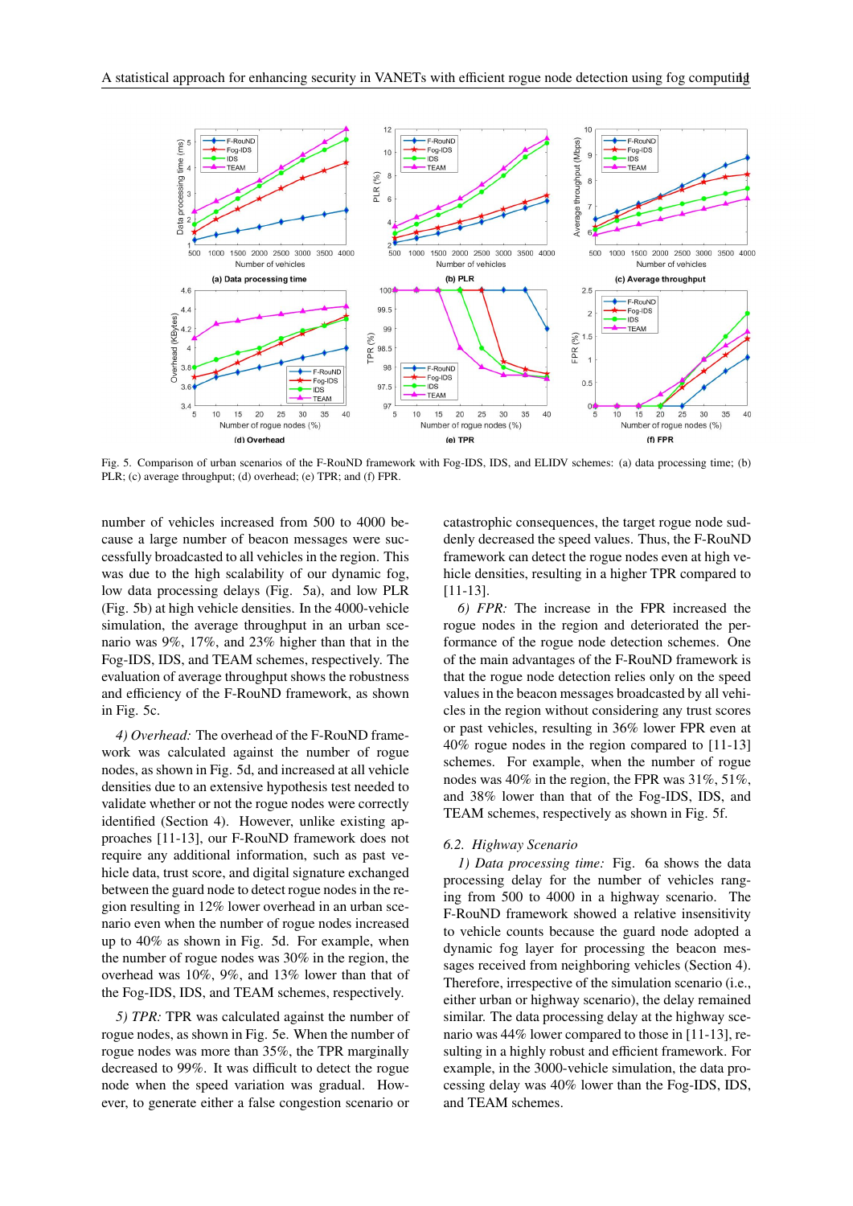Fig. 5. Comparison of urban scenarios of the F-RouND framework with Fog-IDS, IDS, and ELIDV schemes: (a) data processing time; (b) PLR; (c) average throughput; (d) overhead; (e) TPR; and (f) FPR.

number of vehicles increased from 500 to 4000 because a large number of beacon messages were successfully broadcasted to all vehicles in the region. This was due to the high scalability of our dynamic fog, low data processing delays (Fig. 5a), and low PLR (Fig. 5b) at high vehicle densities. In the 4000-vehicle simulation, the average throughput in an urban scenario was 9%, 17%, and 23% higher than that in the Fog-IDS, IDS, and TEAM schemes, respectively. The evaluation of average throughput shows the robustness and efficiency of the F-RouND framework, as shown in Fig. 5c.

*4) Overhead:* The overhead of the F-RouND framework was calculated against the number of rogue nodes, as shown in Fig. 5d, and increased at all vehicle densities due to an extensive hypothesis test needed to validate whether or not the rogue nodes were correctly identified (Section 4). However, unlike existing approaches [11-13], our F-RouND framework does not require any additional information, such as past vehicle data, trust score, and digital signature exchanged between the guard node to detect rogue nodes in the region resulting in 12% lower overhead in an urban scenario even when the number of rogue nodes increased up to 40% as shown in Fig. 5d. For example, when the number of rogue nodes was 30% in the region, the overhead was 10%, 9%, and 13% lower than that of the Fog-IDS, IDS, and TEAM schemes, respectively.

*5) TPR:* TPR was calculated against the number of rogue nodes, as shown in Fig. 5e. When the number of rogue nodes was more than 35%, the TPR marginally decreased to 99%. It was difficult to detect the rogue node when the speed variation was gradual. However, to generate either a false congestion scenario or catastrophic consequences, the target rogue node suddenly decreased the speed values. Thus, the F-RouND framework can detect the rogue nodes even at high vehicle densities, resulting in a higher TPR compared to [11-13].

*6) FPR:* The increase in the FPR increased the rogue nodes in the region and deteriorated the performance of the rogue node detection schemes. One of the main advantages of the F-RouND framework is that the rogue node detection relies only on the speed values in the beacon messages broadcasted by all vehicles in the region without considering any trust scores or past vehicles, resulting in 36% lower FPR even at 40% rogue nodes in the region compared to [11-13] schemes. For example, when the number of rogue nodes was 40% in the region, the FPR was 31%, 51%, and 38% lower than that of the Fog-IDS, IDS, and TEAM schemes, respectively as shown in Fig. 5f.

### 6.2. Highway Scenario

*1) Data processing time:* Fig. 6a shows the data processing delay for the number of vehicles ranging from 500 to 4000 in a highway scenario. The F-RouND framework showed a relative insensitivity to vehicle counts because the guard node adopted a dynamic fog layer for processing the beacon messages received from neighboring vehicles (Section 4). Therefore, irrespective of the simulation scenario (i.e., either urban or highway scenario), the delay remained similar. The data processing delay at the highway scenario was 44% lower compared to those in [11-13], resulting in a highly robust and efficient framework. For example, in the 3000-vehicle simulation, the data processing delay was 40% lower than the Fog-IDS, IDS, and TEAM schemes.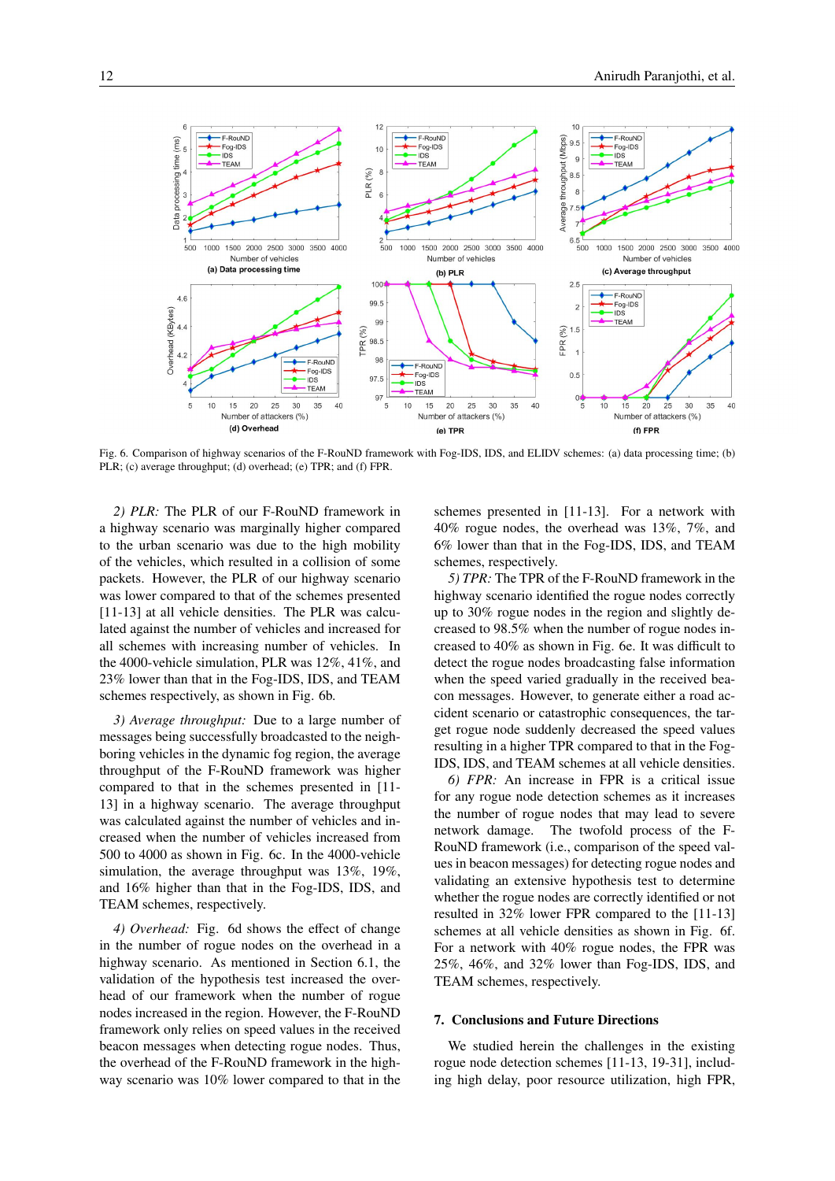Fig. 6. Comparison of highway scenarios of the F-RouND framework with Fog-IDS, IDS, and ELIDV schemes: (a) data processing time; (b) PLR; (c) average throughput; (d) overhead; (e) TPR; and (f) FPR.

*2) PLR:* The PLR of our F-RouND framework in a highway scenario was marginally higher compared to the urban scenario was due to the high mobility of the vehicles, which resulted in a collision of some packets. However, the PLR of our highway scenario was lower compared to that of the schemes presented [11-13] at all vehicle densities. The PLR was calculated against the number of vehicles and increased for all schemes with increasing number of vehicles. In the 4000-vehicle simulation, PLR was 12%, 41%, and 23% lower than that in the Fog-IDS, IDS, and TEAM schemes respectively, as shown in Fig. 6b.

*3) Average throughput:* Due to a large number of messages being successfully broadcasted to the neighboring vehicles in the dynamic fog region, the average throughput of the F-RouND framework was higher compared to that in the schemes presented in [11-13] in a highway scenario. The average throughput was calculated against the number of vehicles and increased when the number of vehicles increased from 500 to 4000 as shown in Fig. 6c. In the 4000-vehicle simulation, the average throughput was 13%, 19%, and 16% higher than that in the Fog-IDS, IDS, and TEAM schemes, respectively.

*4) Overhead:* Fig. 6d shows the effect of change in the number of rogue nodes on the overhead in a highway scenario. As mentioned in Section 6.1, the validation of the hypothesis test increased the overhead of our framework when the number of rogue nodes increased in the region. However, the F-RouND framework only relies on speed values in the received beacon messages when detecting rogue nodes. Thus, the overhead of the F-RouND framework in the highway scenario was 10% lower compared to that in the schemes presented in [11-13]. For a network with 40% rogue nodes, the overhead was 13%, 7%, and 6% lower than that in the Fog-IDS, IDS, and TEAM schemes, respectively.

*5) TPR:* The TPR of the F-RouND framework in the highway scenario identified the rogue nodes correctly up to 30% rogue nodes in the region and slightly decreased to 98.5% when the number of rogue nodes increased to 40% as shown in Fig. 6e. It was difficult to detect the rogue nodes broadcasting false information when the speed varied gradually in the received beacon messages. However, to generate either a road accident scenario or catastrophic consequences, the target rogue node suddenly decreased the speed values resulting in a higher TPR compared to that in the Fog-IDS, IDS, and TEAM schemes at all vehicle densities.

*6) FPR:* An increase in FPR is a critical issue for any rogue node detection schemes as it increases the number of rogue nodes that may lead to severe network damage. The twofold process of the F-RouND framework (i.e., comparison of the speed values in beacon messages) for detecting rogue nodes and validating an extensive hypothesis test to determine whether the rogue nodes are correctly identified or not resulted in 32% lower FPR compared to the [11-13] schemes at all vehicle densities as shown in Fig. 6f. For a network with 40% rogue nodes, the FPR was 25%, 46%, and 32% lower than Fog-IDS, IDS, and TEAM schemes, respectively.

## 7. Conclusions and Future Directions

We studied herein the challenges in the existing rogue node detection schemes [11-13, 19-31], including high delay, poor resource utilization, high FPR,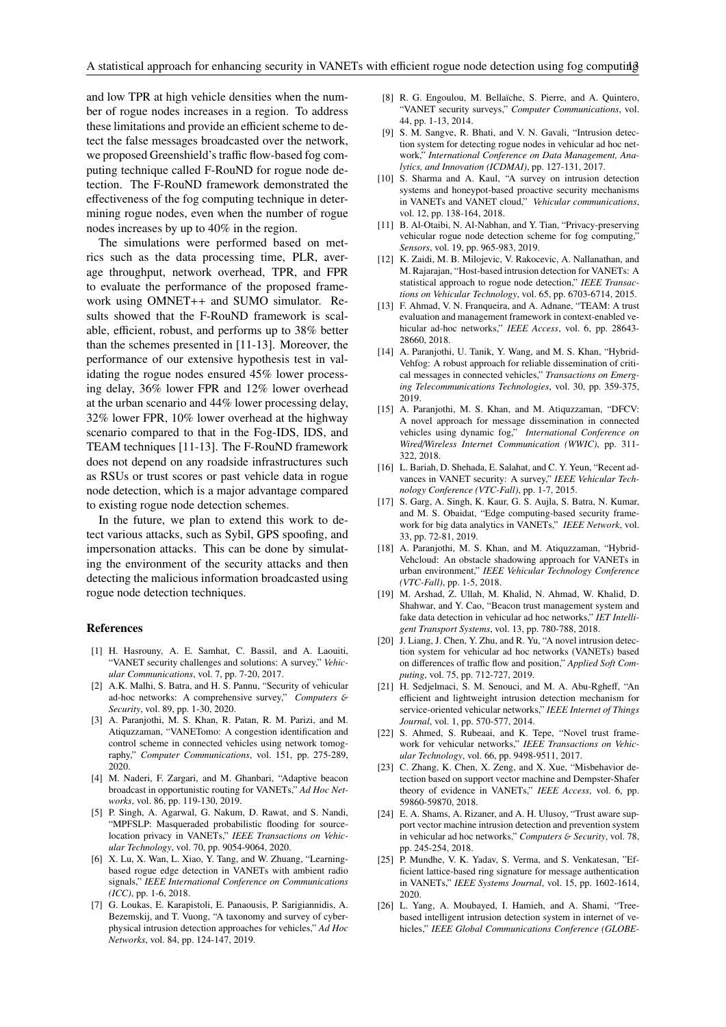and low TPR at high vehicle densities when the number of rogue nodes increases in a region. To address these limitations and provide an efficient scheme to detect the false messages broadcasted over the network, we proposed Greenshield's traffic flow-based fog computing technique called F-RouND for rogue node detection. The F-RouND framework demonstrated the effectiveness of the fog computing technique in determining rogue nodes, even when the number of rogue nodes increases by up to 40% in the region.

The simulations were performed based on metrics such as the data processing time, PLR, average throughput, network overhead, TPR, and FPR to evaluate the performance of the proposed framework using OMNET++ and SUMO simulator. Results showed that the F-RouND framework is scalable, efficient, robust, and performs up to 38% better than the schemes presented in [11-13]. Moreover, the performance of our extensive hypothesis test in validating the rogue nodes ensured 45% lower processing delay, 36% lower FPR and 12% lower overhead at the urban scenario and 44% lower processing delay, 32% lower FPR, 10% lower overhead at the highway scenario compared to that in the Fog-IDS, IDS, and TEAM techniques [11-13]. The F-RouND framework does not depend on any roadside infrastructures such as RSUs or trust scores or past vehicle data in rogue node detection, which is a major advantage compared to existing rogue node detection schemes.

In the future, we plan to extend this work to detect various attacks, such as Sybil, GPS spoofing, and impersonation attacks. This can be done by simulating the environment of the security attacks and then detecting the malicious information broadcasted using rogue node detection techniques.

## References

[1] H. Hasrouny, A. E. Samhat, C. Bassil, and A. Laouiti, "VANET security challenges and solutions: A survey," *Vehicular Communications*, vol. 7, pp. 7-20, 2017.

[2] A.K. Malhi, S. Batra, and H. S. Pannu, "Security of vehicular ad-hoc networks: A comprehensive survey," *Computers & Security*, vol. 89, pp. 1-30, 2020.

[3] A. Paranjothi, M. S. Khan, R. Patan, R. M. Parizi, and M. Atiquzzaman, "VANETomo: A congestion identification and control scheme in connected vehicles using network tomography," *Computer Communications*, vol. 151, pp. 275-289, 2020.

[4] M. Naderi, F. Zargari, and M. Ghanbari, "Adaptive beacon broadcast in opportunistic routing for VANETs," *Ad Hoc Networks*, vol. 86, pp. 119-130, 2019.

[5] P. Singh, A. Agarwal, G. Nakum, D. Rawat, and S. Nandi, "MPFSLP: Masqueraded probabilistic flooding for source-location privacy in VANETs," *IEEE Transactions on Vehicular Technology*, vol. 70, pp. 9054-9064, 2020.

[6] X. Lu, X. Wan, L. Xiao, Y. Tang, and W. Zhuang, "Learning-based rogue edge detection in VANETs with ambient radio signals," *IEEE International Conference on Communications (ICC)*, pp. 1-6, 2018.

[7] G. Loukas, E. Karapistoli, E. Panaousis, P. Sarigiannidis, A. Bezemskij, and T. Vuong, "A taxonomy and survey of cyber-physical intrusion detection approaches for vehicles," *Ad Hoc Networks*, vol. 84, pp. 124-147, 2019.

[8] R. G. Engoulou, M. Bellaïche, S. Pierre, and A. Quintero, "VANET security surveys," *Computer Communications*, vol. 44, pp. 1-13, 2014.

[9] S. M. Sangve, R. Bhati, and V. N. Gavali, "Intrusion detection system for detecting rogue nodes in vehicular ad hoc network," *International Conference on Data Management, Analytics, and Innovation (ICDMAI)*, pp. 127-131, 2017.

[10] S. Sharma and A. Kaul, "A survey on intrusion detection systems and honeypot-based proactive security mechanisms in VANETs and VANET cloud," *Vehicular communications*, vol. 12, pp. 138-164, 2018.

[11] B. Al-Otaibi, N. Al-Nabhan, and Y. Tian, "Privacy-preserving vehicular rogue node detection scheme for fog computing," *Sensors*, vol. 19, pp. 965-983, 2019.

[12] K. Zaidi, M. B. Milojevic, V. Rakocevic, A. Nallanathan, and M. Rajarajan, "Host-based intrusion detection for VANETs: A statistical approach to rogue node detection," *IEEE Transactions on Vehicular Technology*, vol. 65, pp. 6703-6714, 2015.

[13] F. Ahmad, V. N. Franqueira, and A. Adnane, "TEAM: A trust evaluation and management framework in context-enabled vehicular ad-hoc networks," *IEEE Access*, vol. 6, pp. 28643-28660, 2018.

[14] A. Paranjothi, U. Tanik, Y. Wang, and M. S. Khan, "Hybrid-Vehfog: A robust approach for reliable dissemination of critical messages in connected vehicles," *Transactions on Emerging Telecommunications Technologies*, vol. 30, pp. 359-375, 2019.

[15] A. Paranjothi, M. S. Khan, and M. Atiquzzaman, "DFCV: A novel approach for message dissemination in connected vehicles using dynamic fog," *International Conference on Wired/Wireless Internet Communication (WWIC)*, pp. 311-322, 2018.

[16] L. Bariah, D. Shehada, E. Salahat, and C. Y. Yeun, "Recent advances in VANET security: A survey," *IEEE Vehicular Technology Conference (VTC-Fall)*, pp. 1-7, 2015.

[17] S. Garg, A. Singh, K. Kaur, G. S. Aujla, S. Batra, N. Kumar, and M. S. Obaidat, "Edge computing-based security framework for big data analytics in VANETs," *IEEE Network*, vol. 33, pp. 72-81, 2019.

[18] A. Paranjothi, M. S. Khan, and M. Atiquzzaman, "Hybrid-Vehcloud: An obstacle shadowing approach for VANETs in urban environment," *IEEE Vehicular Technology Conference (VTC-Fall)*, pp. 1-5, 2018.

[19] M. Arshad, Z. Ullah, M. Khalid, N. Ahmad, W. Khalid, D. Shahwar, and Y. Cao, "Beacon trust management system and fake data detection in vehicular ad hoc networks," *IET Intelligent Transport Systems*, vol. 13, pp. 780-788, 2018.

[20] J. Liang, J. Chen, Y. Zhu, and R. Yu, "A novel intrusion detection system for vehicular ad hoc networks (VANETs) based on differences of traffic flow and position," *Applied Soft Computing*, vol. 75, pp. 712-727, 2019.

[21] H. Sedjelmaci, S. M. Senouci, and M. A. Abu-Rgheff, "An efficient and lightweight intrusion detection mechanism for service-oriented vehicular networks," *IEEE Internet of Things Journal*, vol. 1, pp. 570-577, 2014.

[22] S. Ahmed, S. Rubeaai, and K. Tepe, "Novel trust framework for vehicular networks," *IEEE Transactions on Vehicular Technology*, vol. 66, pp. 9498-9511, 2017.

[23] C. Zhang, K. Chen, X. Zeng, and X. Xue, "Misbehavior detection based on support vector machine and Dempster-Shafer theory of evidence in VANETs," *IEEE Access*, vol. 6, pp. 59860-59870, 2018.

[24] E. A. Shams, A. Rizaner, and A. H. Ulusoy, "Trust aware support vector machine intrusion detection and prevention system in vehicular ad hoc networks," *Computers & Security*, vol. 78, pp. 245-254, 2018.

[25] P. Mundhe, V. K. Yadav, S. Verma, and S. Venkatesan, "Efficient lattice-based ring signature for message authentication in VANETs," *IEEE Systems Journal*, vol. 15, pp. 1602-1614, 2020.

[26] L. Yang, A. Moubayed, I. Hamieh, and A. Shami, "Tree-based intelligent intrusion detection system in internet of vehicles," *IEEE Global Communications Conference (GLOBE-*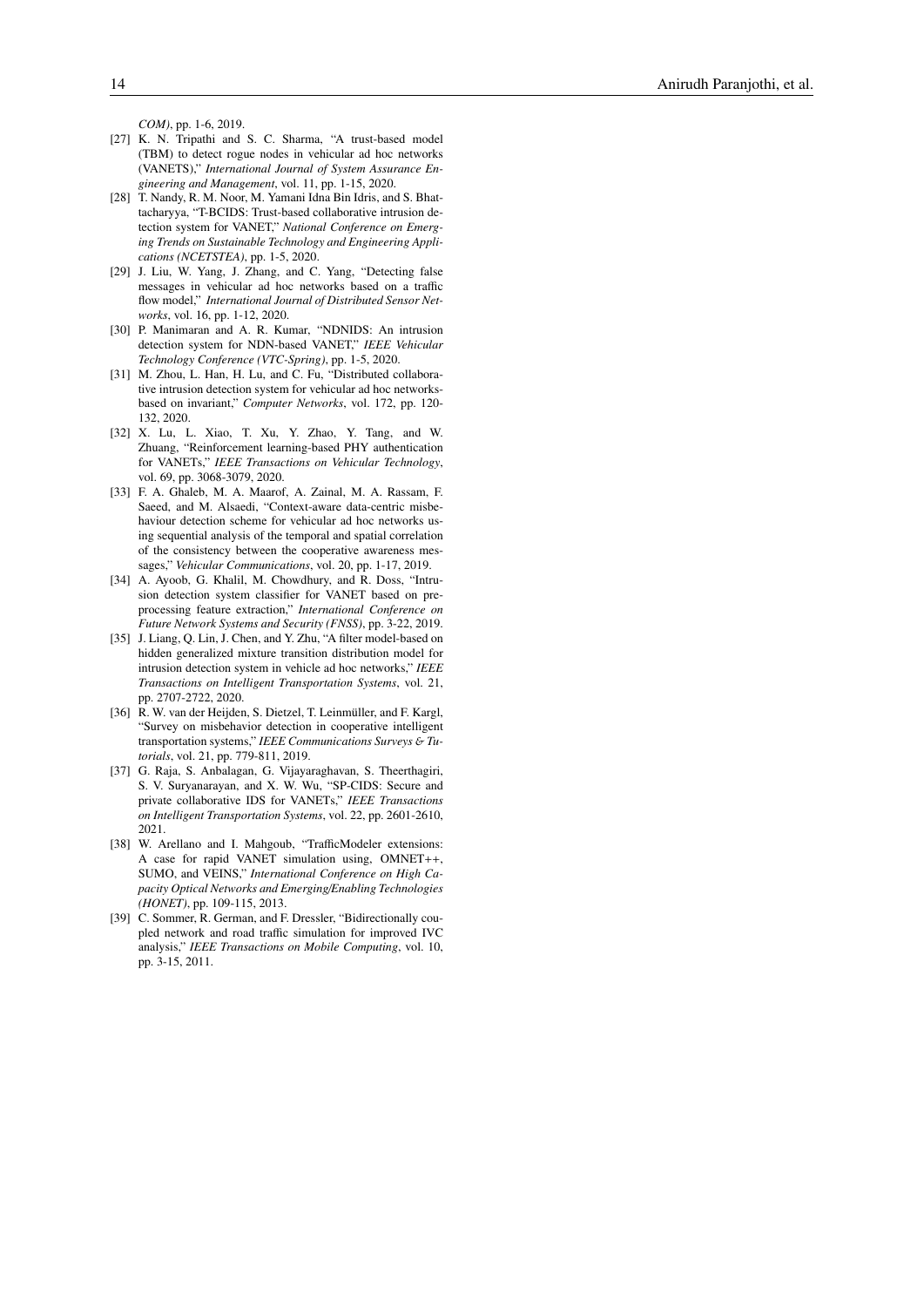*COM)*, pp. 1-6, 2019.

[27] K. N. Tripathi and S. C. Sharma, "A trust-based model (TBM) to detect rogue nodes in vehicular ad hoc networks (VANETS)," *International Journal of System Assurance Engineering and Management*, vol. 11, pp. 1-15, 2020.

[28] T. Nandy, R. M. Noor, M. Yamani Idna Bin Idris, and S. Bhattacharyya, "T-BCIDS: Trust-based collaborative intrusion detection system for VANET," *National Conference on Emerging Trends on Sustainable Technology and Engineering Applications (NCETSTEA)*, pp. 1-5, 2020.

[29] J. Liu, W. Yang, J. Zhang, and C. Yang, "Detecting false messages in vehicular ad hoc networks based on a traffic flow model," *International Journal of Distributed Sensor Networks*, vol. 16, pp. 1-12, 2020.

[30] P. Manimaran and A. R. Kumar, "NDNIDS: An intrusion detection system for NDN-based VANET," *IEEE Vehicular Technology Conference (VTC-Spring)*, pp. 1-5, 2020.

[31] M. Zhou, L. Han, H. Lu, and C. Fu, "Distributed collaborative intrusion detection system for vehicular ad hoc networks-based on invariant," *Computer Networks*, vol. 172, pp. 120-132, 2020.

[32] X. Lu, L. Xiao, T. Xu, Y. Zhao, Y. Tang, and W. Zhuang, "Reinforcement learning-based PHY authentication for VANETs," *IEEE Transactions on Vehicular Technology*, vol. 69, pp. 3068-3079, 2020.

[33] F. A. Ghaleb, M. A. Maarof, A. Zainal, M. A. Rassam, F. Saeed, and M. Alsaedi, "Context-aware data-centric misbehaviour detection scheme for vehicular ad hoc networks using sequential analysis of the temporal and spatial correlation of the consistency between the cooperative awareness messages," *Vehicular Communications*, vol. 20, pp. 1-17, 2019.

[34] A. Ayoob, G. Khalil, M. Chowdhury, and R. Doss, "Intrusion detection system classifier for VANET based on preprocessing feature extraction," *International Conference on Future Network Systems and Security (FNSS)*, pp. 3-22, 2019.

[35] J. Liang, Q. Lin, J. Chen, and Y. Zhu, "A filter model-based on hidden generalized mixture transition distribution model for intrusion detection system in vehicle ad hoc networks," *IEEE Transactions on Intelligent Transportation Systems*, vol. 21, pp. 2707-2722, 2020.

[36] R. W. van der Heijden, S. Dietzel, T. Leinmüller, and F. Kargl, "Survey on misbehavior detection in cooperative intelligent transportation systems," *IEEE Communications Surveys & Tutorials*, vol. 21, pp. 779-811, 2019.

[37] G. Raja, S. Anbalagan, G. Vijayaraghavan, S. Theerthagiri, S. V. Suryanarayan, and X. W. Wu, "SP-CIDS: Secure and private collaborative IDS for VANETs," *IEEE Transactions on Intelligent Transportation Systems*, vol. 22, pp. 2601-2610, 2021.

[38] W. Arellano and I. Mahgoub, "TrafficModeler extensions: A case for rapid VANET simulation using, OMNET++, SUMO, and VEINS," *International Conference on High Capacity Optical Networks and Emerging/Enabling Technologies (HONET)*, pp. 109-115, 2013.

[39] C. Sommer, R. German, and F. Dressler, "Bidirectionally coupled network and road traffic simulation for improved IVC analysis," *IEEE Transactions on Mobile Computing*, vol. 10, pp. 3-15, 2011.